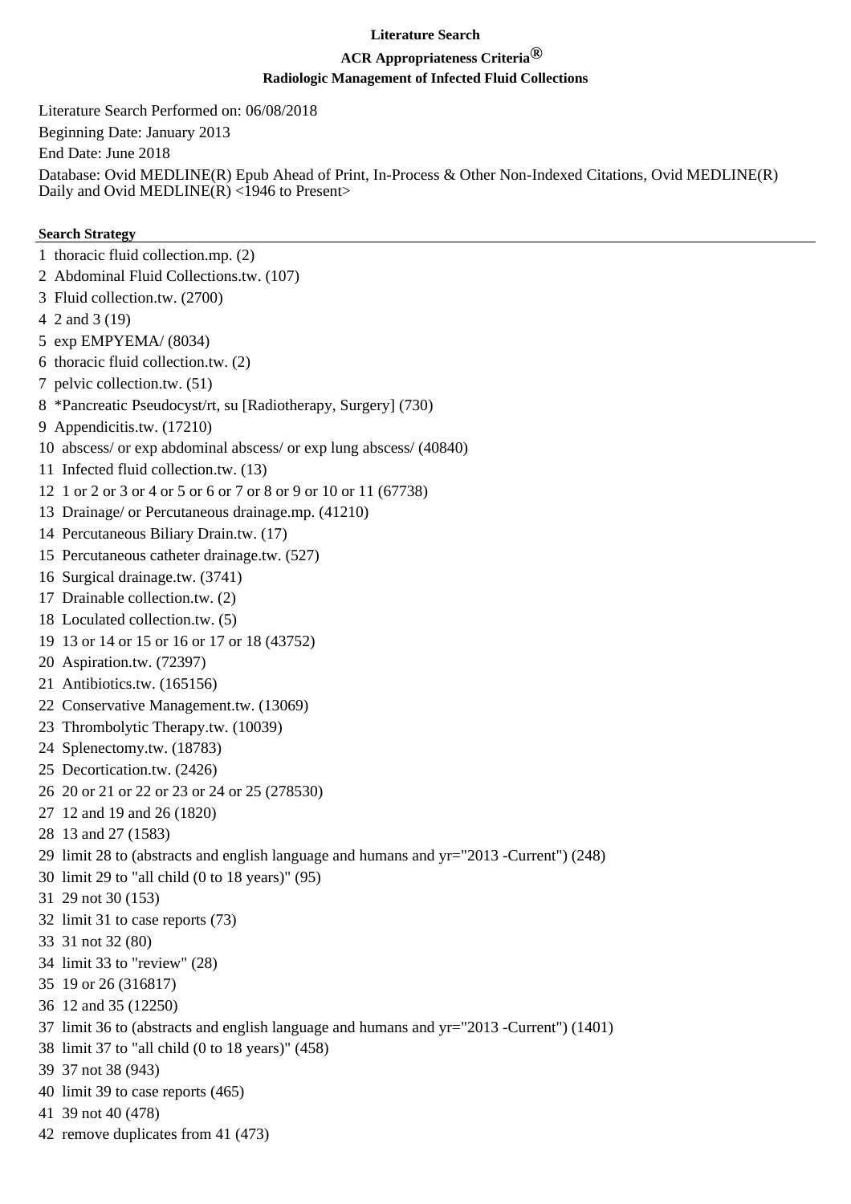**Literature Search**

**ACR Appropriateness Criteria®**

**Radiologic Management of Infected Fluid Collections**

Literature Search Performed on: 06/08/2018

Beginning Date: January 2013

End Date: June 2018

Database: Ovid MEDLINE(R) Epub Ahead of Print, In-Process & Other Non-Indexed Citations, Ovid MEDLINE(R) Daily and Ovid MEDLINE(R) <1946 to Present>

**Search Strategy**

1 thoracic fluid collection.mp. (2)
2 Abdominal Fluid Collections.tw. (107)
3 Fluid collection.tw. (2700)
4 2 and 3 (19)
5 exp EMPYEMA/ (8034)
6 thoracic fluid collection.tw. (2)
7 pelvic collection.tw. (51)
8 *Pancreatic Pseudocyst/rt, su [Radiotherapy, Surgery] (730)
9 Appendicitis.tw. (17210)
10 abscess/ or exp abdominal abscess/ or exp lung abscess/ (40840)
11 Infected fluid collection.tw. (13)
12 1 or 2 or 3 or 4 or 5 or 6 or 7 or 8 or 9 or 10 or 11 (67738)
13 Drainage/ or Percutaneous drainage.mp. (41210)
14 Percutaneous Biliary Drain.tw. (17)
15 Percutaneous catheter drainage.tw. (527)
16 Surgical drainage.tw. (3741)
17 Drainable collection.tw. (2)
18 Loculated collection.tw. (5)
19 13 or 14 or 15 or 16 or 17 or 18 (43752)
20 Aspiration.tw. (72397)
21 Antibiotics.tw. (165156)
22 Conservative Management.tw. (13069)
23 Thrombolytic Therapy.tw. (10039)
24 Splenectomy.tw. (18783)
25 Decortication.tw. (2426)
26 20 or 21 or 22 or 23 or 24 or 25 (278530)
27 12 and 19 and 26 (1820)
28 13 and 27 (1583)
29 limit 28 to (abstracts and english language and humans and yr="2013 -Current") (248)
30 limit 29 to "all child (0 to 18 years)" (95)
31 29 not 30 (153)
32 limit 31 to case reports (73)
33 31 not 32 (80)
34 limit 33 to "review" (28)
35 19 or 26 (316817)
36 12 and 35 (12250)
37 limit 36 to (abstracts and english language and humans and yr="2013 -Current") (1401)
38 limit 37 to "all child (0 to 18 years)" (458)
39 37 not 38 (943)
40 limit 39 to case reports (465)
41 39 not 40 (478)
42 remove duplicates from 41 (473)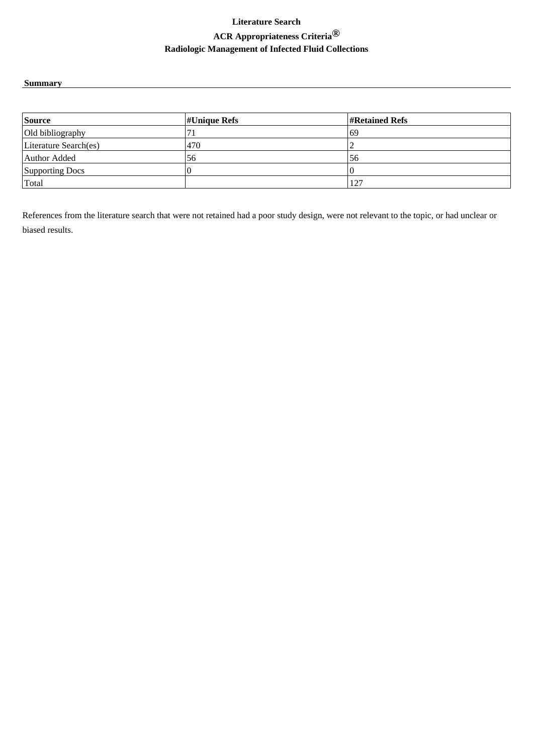**Literature Search**

**ACR Appropriateness Criteria®**

**Radiologic Management of Infected Fluid Collections**

**Summary**

| **Source** | **#Unique Refs** | **#Retained Refs** |
|---|---|---|
| Old bibliography | 71 | 69 |
| Literature Search(es) | 470 | 2 |
| Author Added | 56 | 56 |
| Supporting Docs | 0 | 0 |
| Total | | 127 |

References from the literature search that were not retained had a poor study design, were not relevant to the topic, or had unclear or biased results.